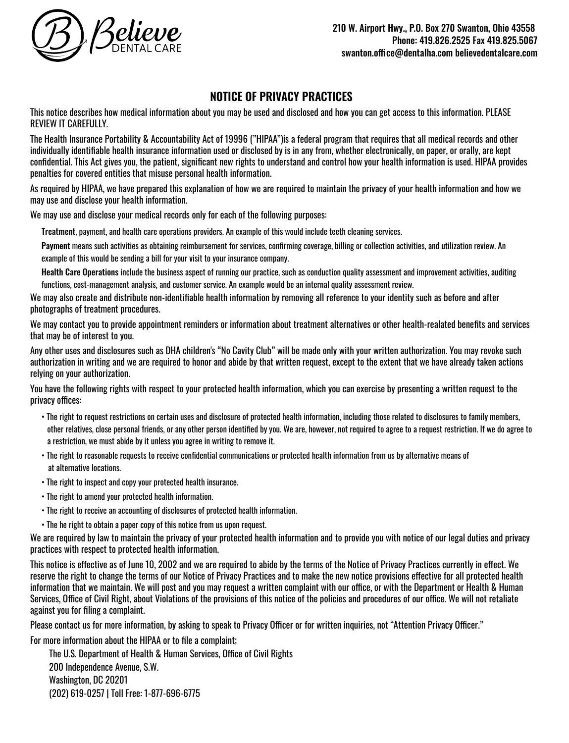Believe DENTAL CARE

210 W. Airport Hwy., P.O. Box 270 Swanton, Ohio 43558
Phone: 419.826.2525 Fax 419.825.5067
swanton.office@dentalha.com believedentalcare.com

# NOTICE OF PRIVACY PRACTICES

This notice describes how medical information about you may be used and disclosed and how you can get access to this information. PLEASE REVIEW IT CAREFULLY.

The Health Insurance Portability & Accountability Act of 19996 ("HIPAA")is a federal program that requires that all medical records and other individually identifiable health insurance information used or disclosed by is in any from, whether electronically, on paper, or orally, are kept confidential. This Act gives you, the patient, significant new rights to understand and control how your health information is used. HIPAA provides penalties for covered entities that misuse personal health information.

As required by HIPAA, we have prepared this explanation of how we are required to maintain the privacy of your health information and how we may use and disclose your health information.

We may use and disclose your medical records only for each of the following purposes:

**Treatment**, payment, and health care operations providers. An example of this would include teeth cleaning services.

**Payment** means such activities as obtaining reimbursement for services, confirming coverage, billing or collection activities, and utilization review. An example of this would be sending a bill for your visit to your insurance company.

**Health Care Operations** include the business aspect of running our practice, such as conduction quality assessment and improvement activities, auditing functions, cost-management analysis, and customer service. An example would be an internal quality assessment review.

We may also create and distribute non-identifiable health information by removing all reference to your identity such as before and after photographs of treatment procedures.

We may contact you to provide appointment reminders or information about treatment alternatives or other health-realated benefits and services that may be of interest to you.

Any other uses and disclosures such as DHA children's "No Cavity Club" will be made only with your written authorization. You may revoke such authorization in writing and we are required to honor and abide by that written request, except to the extent that we have already taken actions relying on your authorization.

You have the following rights with respect to your protected health information, which you can exercise by presenting a written request to the privacy offices:

- The right to request restrictions on certain uses and disclosure of protected health information, including those related to disclosures to family members, other relatives, close personal friends, or any other person identified by you. We are, however, not required to agree to a request restriction. If we do agree to a restriction, we must abide by it unless you agree in writing to remove it.
- The right to reasonable requests to receive confidential communications or protected health information from us by alternative means of at alternative locations.
- The right to inspect and copy your protected health insurance.
- The right to amend your protected health information.
- The right to receive an accounting of disclosures of protected health information.
- The he right to obtain a paper copy of this notice from us upon request.

We are required by law to maintain the privacy of your protected health information and to provide you with notice of our legal duties and privacy practices with respect to protected health information.

This notice is effective as of June 10, 2002 and we are required to abide by the terms of the Notice of Privacy Practices currently in effect. We reserve the right to change the terms of our Notice of Privacy Practices and to make the new notice provisions effective for all protected health information that we maintain. We will post and you may request a written complaint with our office, or with the Department or Health & Human Services, Office of Civil Right, about Violations of the provisions of this notice of the policies and procedures of our office. We will not retaliate against you for filing a complaint.

Please contact us for more information, by asking to speak to Privacy Officer or for written inquiries, not "Attention Privacy Officer."

For more information about the HIPAA or to file a complaint;

The U.S. Department of Health & Human Services, Office of Civil Rights
200 Independence Avenue, S.W.
Washington, DC 20201
(202) 619-0257 | Toll Free: 1-877-696-6775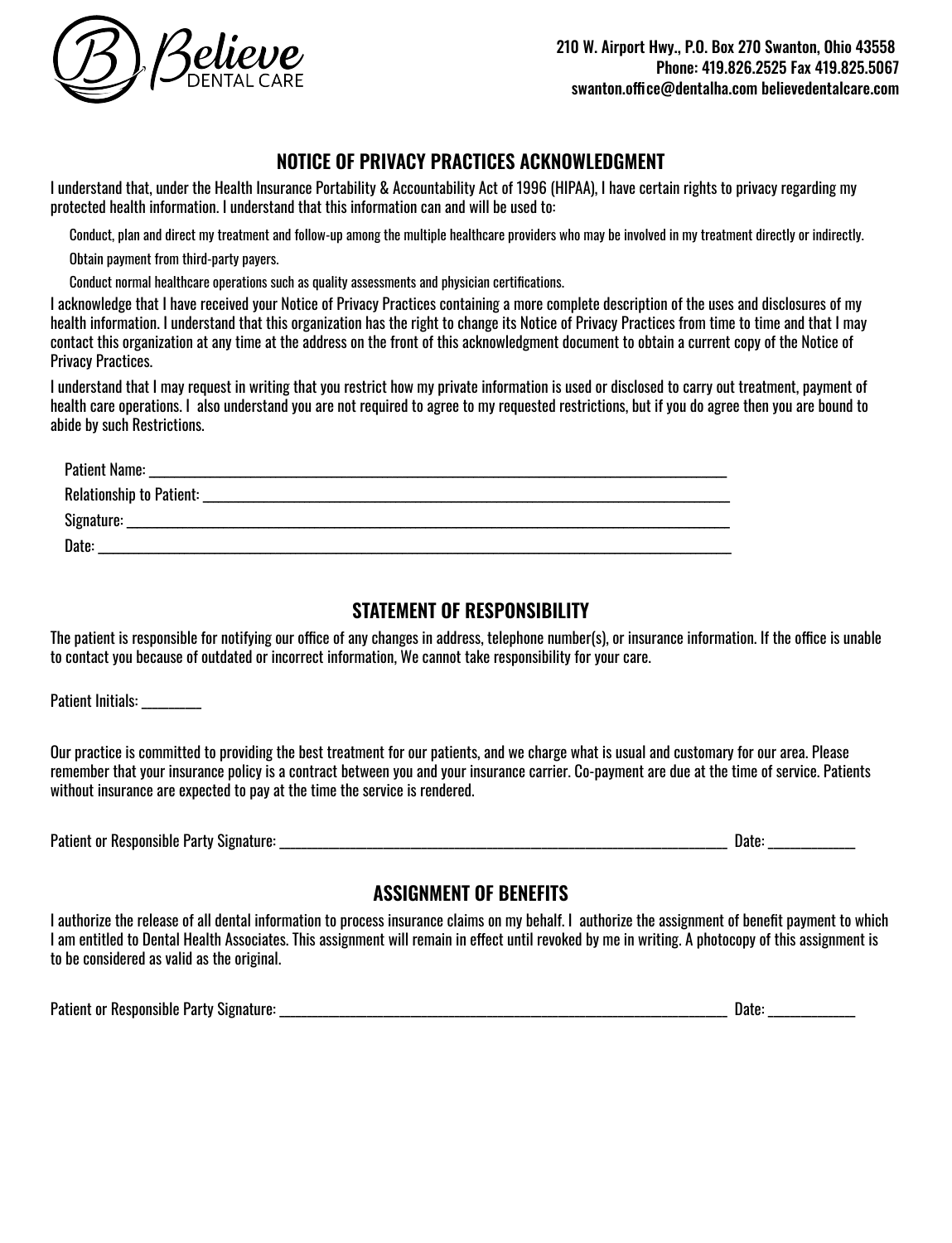Believe DENTAL CARE

210 W. Airport Hwy., P.O. Box 270 Swanton, Ohio 43558
Phone: 419.826.2525 Fax 419.825.5067
swanton.office@dentalha.com believedentalcare.com

## NOTICE OF PRIVACY PRACTICES ACKNOWLEDGMENT

I understand that, under the Health Insurance Portability & Accountability Act of 1996 (HIPAA), I have certain rights to privacy regarding my protected health information. I understand that this information can and will be used to:

- Conduct, plan and direct my treatment and follow-up among the multiple healthcare providers who may be involved in my treatment directly or indirectly.
- Obtain payment from third-party payers.
- Conduct normal healthcare operations such as quality assessments and physician certifications.

I acknowledge that I have received your Notice of Privacy Practices containing a more complete description of the uses and disclosures of my health information. I understand that this organization has the right to change its Notice of Privacy Practices from time to time and that I may contact this organization at any time at the address on the front of this acknowledgment document to obtain a current copy of the Notice of Privacy Practices.

I understand that I may request in writing that you restrict how my private information is used or disclosed to carry out treatment, payment of health care operations. I also understand you are not required to agree to my requested restrictions, but if you do agree then you are bound to abide by such Restrictions.

Patient Name: ______________________________________________

Relationship to Patient: ______________________________________________

Signature: ______________________________________________

Date: ______________________________________________

## STATEMENT OF RESPONSIBILITY

The patient is responsible for notifying our office of any changes in address, telephone number(s), or insurance information. If the office is unable to contact you because of outdated or incorrect information, We cannot take responsibility for your care.

Patient Initials: ________

Our practice is committed to providing the best treatment for our patients, and we charge what is usual and customary for our area. Please remember that your insurance policy is a contract between you and your insurance carrier. Co-payment are due at the time of service. Patients without insurance are expected to pay at the time the service is rendered.

Patient or Responsible Party Signature: ______________________________________________ Date: ____________

## ASSIGNMENT OF BENEFITS

I authorize the release of all dental information to process insurance claims on my behalf. I authorize the assignment of benefit payment to which I am entitled to Dental Health Associates. This assignment will remain in effect until revoked by me in writing. A photocopy of this assignment is to be considered as valid as the original.

Patient or Responsible Party Signature: ______________________________________________ Date: ____________